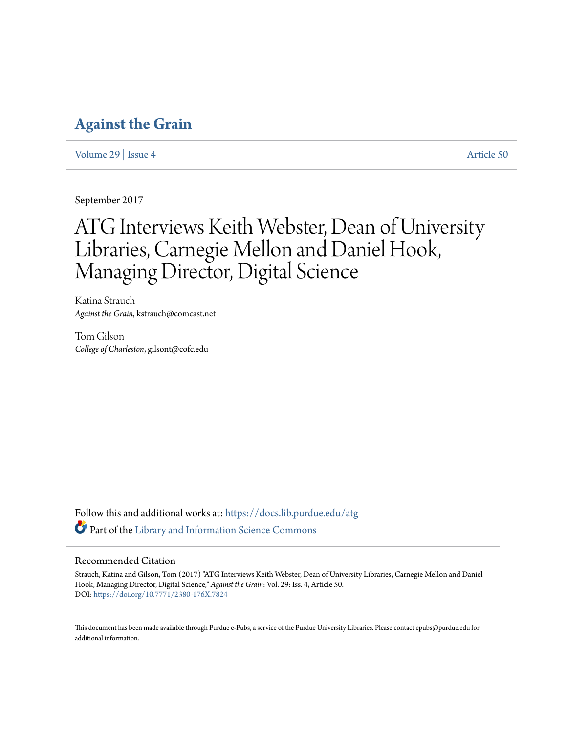# Against the Grain

Volume 29 | Issue 4 Article 50

September 2017

# ATG Interviews Keith Webster, Dean of University Libraries, Carnegie Mellon and Daniel Hook, Managing Director, Digital Science

Katina Strauch
*Against the Grain*, kstrauch@comcast.net

Tom Gilson
*College of Charleston*, gilsont@cofc.edu

Follow this and additional works at: https://docs.lib.purdue.edu/atg

Part of the Library and Information Science Commons

## Recommended Citation

Strauch, Katina and Gilson, Tom (2017) "ATG Interviews Keith Webster, Dean of University Libraries, Carnegie Mellon and Daniel Hook, Managing Director, Digital Science," *Against the Grain*: Vol. 29: Iss. 4, Article 50.
DOI: https://doi.org/10.7771/2380-176X.7824

This document has been made available through Purdue e-Pubs, a service of the Purdue University Libraries. Please contact epubs@purdue.edu for additional information.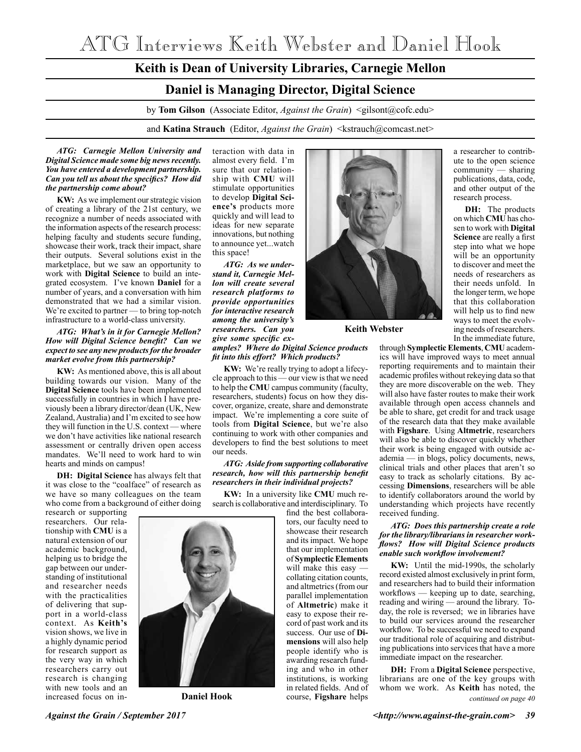# ATG Interviews Keith Webster and Daniel Hook

## Keith is Dean of University Libraries, Carnegie Mellon

## Daniel is Managing Director, Digital Science

by **Tom Gilson** (Associate Editor, *Against the Grain*) <gilsont@cofc.edu>

and **Katina Strauch** (Editor, *Against the Grain*) <kstrauch@comcast.net>

***ATG: Carnegie Mellon University and Digital Science made some big news recently. You have entered a development partnership. Can you tell us about the specifics? How did the partnership come about?***

**KW:** As we implement our strategic vision of creating a library of the 21st century, we recognize a number of needs associated with the information aspects of the research process: helping faculty and students secure funding, showcase their work, track their impact, share their outputs. Several solutions exist in the marketplace, but we saw an opportunity to work with **Digital Science** to build an integrated ecosystem. I've known **Daniel** for a number of years, and a conversation with him demonstrated that we had a similar vision. We're excited to partner — to bring top-notch infrastructure to a world-class university.

***ATG: What's in it for Carnegie Mellon? How will Digital Science benefit? Can we expect to see any new products for the broader market evolve from this partnership?***

**KW:** As mentioned above, this is all about building towards our vision. Many of the **Digital Science** tools have been implemented successfully in countries in which I have previously been a library director/dean (UK, New Zealand, Australia) and I'm excited to see how they will function in the U.S. context — where we don't have activities like national research assessment or centrally driven open access mandates. We'll need to work hard to win hearts and minds on campus!

**DH: Digital Science** has always felt that it was close to the "coalface" of research as we have so many colleagues on the team who come from a background of either doing research or supporting researchers. Our relationship with **CMU** is a natural extension of our academic background, helping us to bridge the gap between our understanding of institutional and researcher needs with the practicalities of delivering that support in a world-class context. As **Keith's** vision shows, we live in a highly dynamic period for research support as the very way in which researchers carry out research is changing with new tools and an increased focus on interaction with data in almost every field. I'm sure that our relationship with **CMU** will stimulate opportunities to develop **Digital Science's** products more quickly and will lead to ideas for new separate innovations, but nothing to announce yet...watch this space!

**Daniel Hook**

**Keith Webster**

***ATG: As we understand it, Carnegie Mellon will create several research platforms to provide opportunities for interactive research among the university's researchers. Can you give some specific examples? Where do Digital Science products fit into this effort? Which products?***

**KW:** We're really trying to adopt a lifecycle approach to this — our view is that we need to help the **CMU** campus community (faculty, researchers, students) focus on how they discover, organize, create, share and demonstrate impact. We're implementing a core suite of tools from **Digital Science**, but we're also continuing to work with other companies and developers to find the best solutions to meet our needs.

***ATG: Aside from supporting collaborative research, how will this partnership benefit researchers in their individual projects?***

**KW:** In a university like **CMU** much research is collaborative and interdisciplinary. To find the best collaborators, our faculty need to showcase their research and its impact. We hope that our implementation of **Symplectic Elements** will make this easy — collating citation counts, and altmetrics (from our parallel implementation of **Altmetric**) make it easy to expose their record of past work and its success. Our use of **Dimensions** will also help people identify who is awarding research funding and who in other institutions, is working in related fields. And of course, **Figshare** helps a researcher to contribute to the open science community — sharing publications, data, code, and other output of the research process.

**DH:** The products on which **CMU** has chosen to work with **Digital Science** are really a first step into what we hope will be an opportunity to discover and meet the needs of researchers as their needs unfold. In the longer term, we hope that this collaboration will help us to find new ways to meet the evolving needs of researchers. In the immediate future, through **Symplectic Elements**, **CMU** academics will have improved ways to meet annual reporting requirements and to maintain their academic profiles without rekeying data so that they are more discoverable on the web. They will also have faster routes to make their work available through open access channels and be able to share, get credit for and track usage of the research data that they make available with **Figshare**. Using **Altmetric**, researchers will also be able to discover quickly whether their work is being engaged with outside academia — in blogs, policy documents, news, clinical trials and other places that aren't so easy to track as scholarly citations. By accessing **Dimensions**, researchers will be able to identify collaborators around the world by understanding which projects have recently received funding.

***ATG: Does this partnership create a role for the library/librarians in researcher workflows? How will Digital Science products enable such workflow involvement?***

**KW:** Until the mid-1990s, the scholarly record existed almost exclusively in print form, and researchers had to build their information workflows — keeping up to date, searching, reading and wiring — around the library. Today, the role is reversed; we in libraries have to build our services around the researcher workflow. To be successful we need to expand our traditional role of acquiring and distributing publications into services that have a more immediate impact on the researcher.

**DH:** From a **Digital Science** perspective, librarians are one of the key groups with whom we work. As **Keith** has noted, the

*continued on page 40*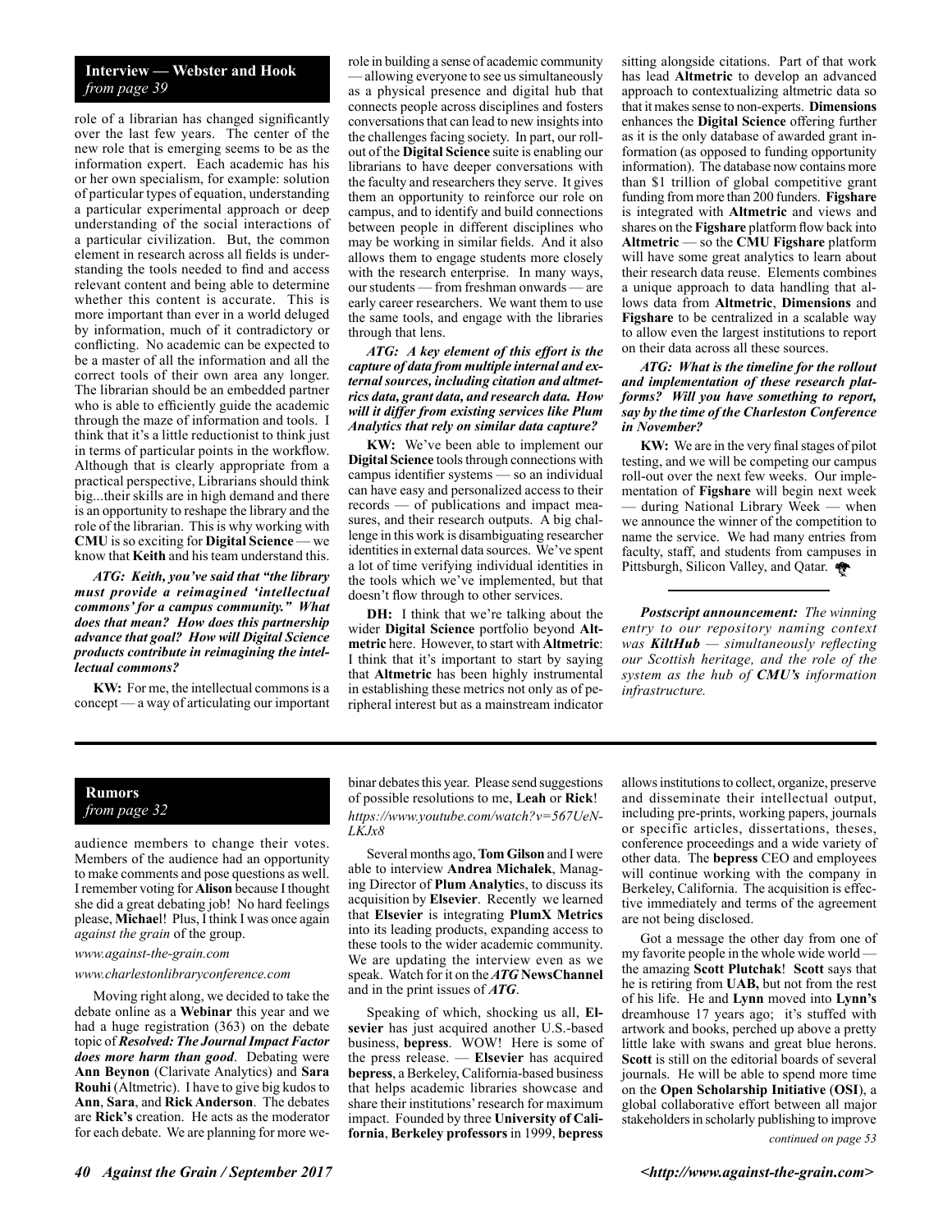**Interview — Webster and Hook**
*from page 39*

role of a librarian has changed significantly over the last few years. The center of the new role that is emerging seems to be as the information expert. Each academic has his or her own specialism, for example: solution of particular types of equation, understanding a particular experimental approach or deep understanding of the social interactions of a particular civilization. But, the common element in research across all fields is understanding the tools needed to find and access relevant content and being able to determine whether this content is accurate. This is more important than ever in a world deluged by information, much of it contradictory or conflicting. No academic can be expected to be a master of all the information and all the correct tools of their own area any longer. The librarian should be an embedded partner who is able to efficiently guide the academic through the maze of information and tools. I think that it's a little reductionist to think just in terms of particular points in the workflow. Although that is clearly appropriate from a practical perspective, Librarians should think big...their skills are in high demand and there is an opportunity to reshape the library and the role of the librarian. This is why working with **CMU** is so exciting for **Digital Science** — we know that **Keith** and his team understand this.

***ATG: Keith, you've said that "the library must provide a reimagined 'intellectual commons' for a campus community." What does that mean? How does this partnership advance that goal? How will Digital Science products contribute in reimagining the intellectual commons?***

**KW:** For me, the intellectual commons is a concept — a way of articulating our important role in building a sense of academic community — allowing everyone to see us simultaneously as a physical presence and digital hub that connects people across disciplines and fosters conversations that can lead to new insights into the challenges facing society. In part, our roll-out of the **Digital Science** suite is enabling our librarians to have deeper conversations with the faculty and researchers they serve. It gives them an opportunity to reinforce our role on campus, and to identify and build connections between people in different disciplines who may be working in similar fields. And it also allows them to engage students more closely with the research enterprise. In many ways, our students — from freshman onwards — are early career researchers. We want them to use the same tools, and engage with the libraries through that lens.

***ATG: A key element of this effort is the capture of data from multiple internal and external sources, including citation and altmetrics data, grant data, and research data. How will it differ from existing services like Plum Analytics that rely on similar data capture?***

**KW:** We've been able to implement our **Digital Science** tools through connections with campus identifier systems — so an individual can have easy and personalized access to their records — of publications and impact measures, and their research outputs. A big challenge in this work is disambiguating researcher identities in external data sources. We've spent a lot of time verifying individual identities in the tools which we've implemented, but that doesn't flow through to other services.

**DH:** I think that we're talking about the wider **Digital Science** portfolio beyond **Altmetric** here. However, to start with **Altmetric**: I think that it's important to start by saying that **Altmetric** has been highly instrumental in establishing these metrics not only as of peripheral interest but as a mainstream indicator sitting alongside citations. Part of that work has lead **Altmetric** to develop an advanced approach to contextualizing altmetric data so that it makes sense to non-experts. **Dimensions** enhances the **Digital Science** offering further as it is the only database of awarded grant information (as opposed to funding opportunity information). The database now contains more than $1 trillion of global competitive grant funding from more than 200 funders. **Figshare** is integrated with **Altmetric** and views and shares on the **Figshare** platform flow back into **Altmetric** — so the **CMU Figshare** platform will have some great analytics to learn about their research data reuse. Elements combines a unique approach to data handling that allows data from **Altmetric**, **Dimensions** and **Figshare** to be centralized in a scalable way to allow even the largest institutions to report on their data across all these sources.

***ATG: What is the timeline for the rollout and implementation of these research platforms? Will you have something to report, say by the time of the Charleston Conference in November?***

**KW:** We are in the very final stages of pilot testing, and we will be competing our campus roll-out over the next few weeks. Our implementation of **Figshare** will begin next week — during National Library Week — when we announce the winner of the competition to name the service. We had many entries from faculty, staff, and students from campuses in Pittsburgh, Silicon Valley, and Qatar.

***Postscript announcement:*** *The winning entry to our repository naming context was* ***KiltHub*** *— simultaneously reflecting our Scottish heritage, and the role of the system as the hub of* ***CMU's*** *information infrastructure.*

---

**Rumors**
*from page 32*

audience members to change their votes. Members of the audience had an opportunity to make comments and pose questions as well. I remember voting for **Alison** because I thought she did a great debating job! No hard feelings please, **Michae**l! Plus, I think I was once again *against the grain* of the group.

*www.against-the-grain.com*

*www.charlestonlibraryconference.com*

Moving right along, we decided to take the debate online as a **Webinar** this year and we had a huge registration (363) on the debate topic of ***Resolved: The Journal Impact Factor does more harm than good***. Debating were **Ann Beynon** (Clarivate Analytics) and **Sara Rouhi** (Altmetric). I have to give big kudos to **Ann**, **Sara**, and **Rick Anderson**. The debates are **Rick's** creation. He acts as the moderator for each debate. We are planning for more webinar debates this year. Please send suggestions of possible resolutions to me, **Leah** or **Rick**!

*https://www.youtube.com/watch?v=567UeN-LKJx8*

Several months ago, **Tom Gilson** and I were able to interview **Andrea Michalek**, Managing Director of **Plum Analytic**s, to discuss its acquisition by **Elsevier**. Recently we learned that **Elsevier** is integrating **PlumX Metrics** into its leading products, expanding access to these tools to the wider academic community. We are updating the interview even as we speak. Watch for it on the ***ATG*** **NewsChannel** and in the print issues of ***ATG***.

Speaking of which, shocking us all, **Elsevier** has just acquired another U.S.-based business, **bepress**. WOW! Here is some of the press release. — **Elsevier** has acquired **bepress**, a Berkeley, California-based business that helps academic libraries showcase and share their institutions' research for maximum impact. Founded by three **University of California**, **Berkeley professors** in 1999, **bepress** allows institutions to collect, organize, preserve and disseminate their intellectual output, including pre-prints, working papers, journals or specific articles, dissertations, theses, conference proceedings and a wide variety of other data. The **bepress** CEO and employees will continue working with the company in Berkeley, California. The acquisition is effective immediately and terms of the agreement are not being disclosed.

Got a message the other day from one of my favorite people in the whole wide world — the amazing **Scott Plutchak**! **Scott** says that he is retiring from **UAB,** but not from the rest of his life. He and **Lynn** moved into **Lynn's** dreamhouse 17 years ago; it's stuffed with artwork and books, perched up above a pretty little lake with swans and great blue herons. **Scott** is still on the editorial boards of several journals. He will be able to spend more time on the **Open Scholarship Initiative** (**OSI**), a global collaborative effort between all major stakeholders in scholarly publishing to improve

*continued on page 53*